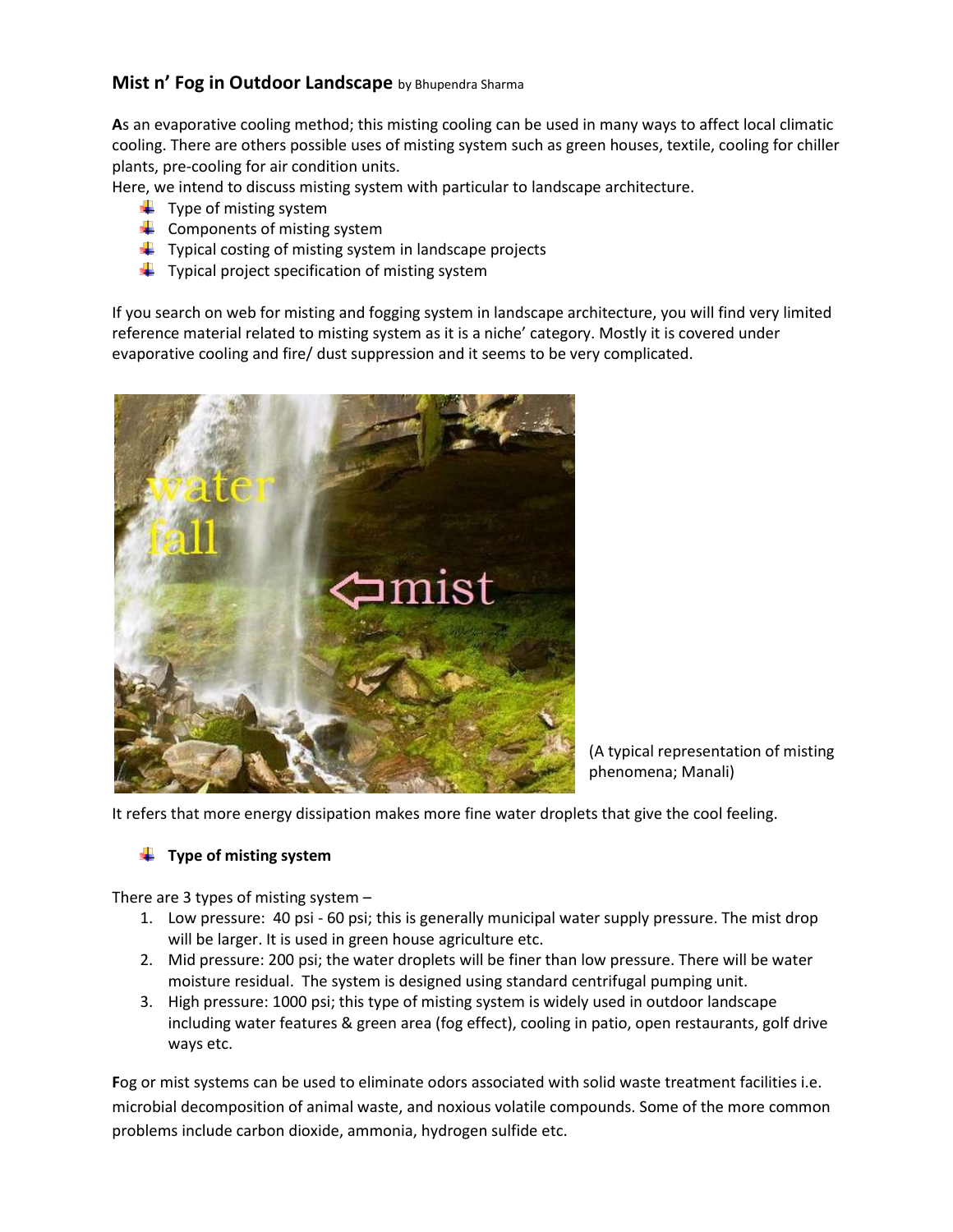## Mist n' Fog in Outdoor Landscape by Bhupendra Sharma

**A**s an evaporative cooling method; this misting cooling can be used in many ways to affect local climatic cooling. There are others possible uses of misting system such as green houses, textile, cooling for chiller plants, pre-cooling for air condition units.

Here, we intend to discuss misting system with particular to landscape architecture.

- Type of misting system
- Components of misting system
- Typical costing of misting system in landscape projects
- Typical project specification of misting system

If you search on web for misting and fogging system in landscape architecture, you will find very limited reference material related to misting system as it is a niche' category. Mostly it is covered under evaporative cooling and fire/ dust suppression and it seems to be very complicated.

(A typical representation of misting phenomena; Manali)

It refers that more energy dissipation makes more fine water droplets that give the cool feeling.

- **Type of misting system**

There are 3 types of misting system –

1. Low pressure: 40 psi - 60 psi; this is generally municipal water supply pressure. The mist drop will be larger. It is used in green house agriculture etc.
2. Mid pressure: 200 psi; the water droplets will be finer than low pressure. There will be water moisture residual. The system is designed using standard centrifugal pumping unit.
3. High pressure: 1000 psi; this type of misting system is widely used in outdoor landscape including water features & green area (fog effect), cooling in patio, open restaurants, golf drive ways etc.

**F**og or mist systems can be used to eliminate odors associated with solid waste treatment facilities i.e. microbial decomposition of animal waste, and noxious volatile compounds. Some of the more common problems include carbon dioxide, ammonia, hydrogen sulfide etc.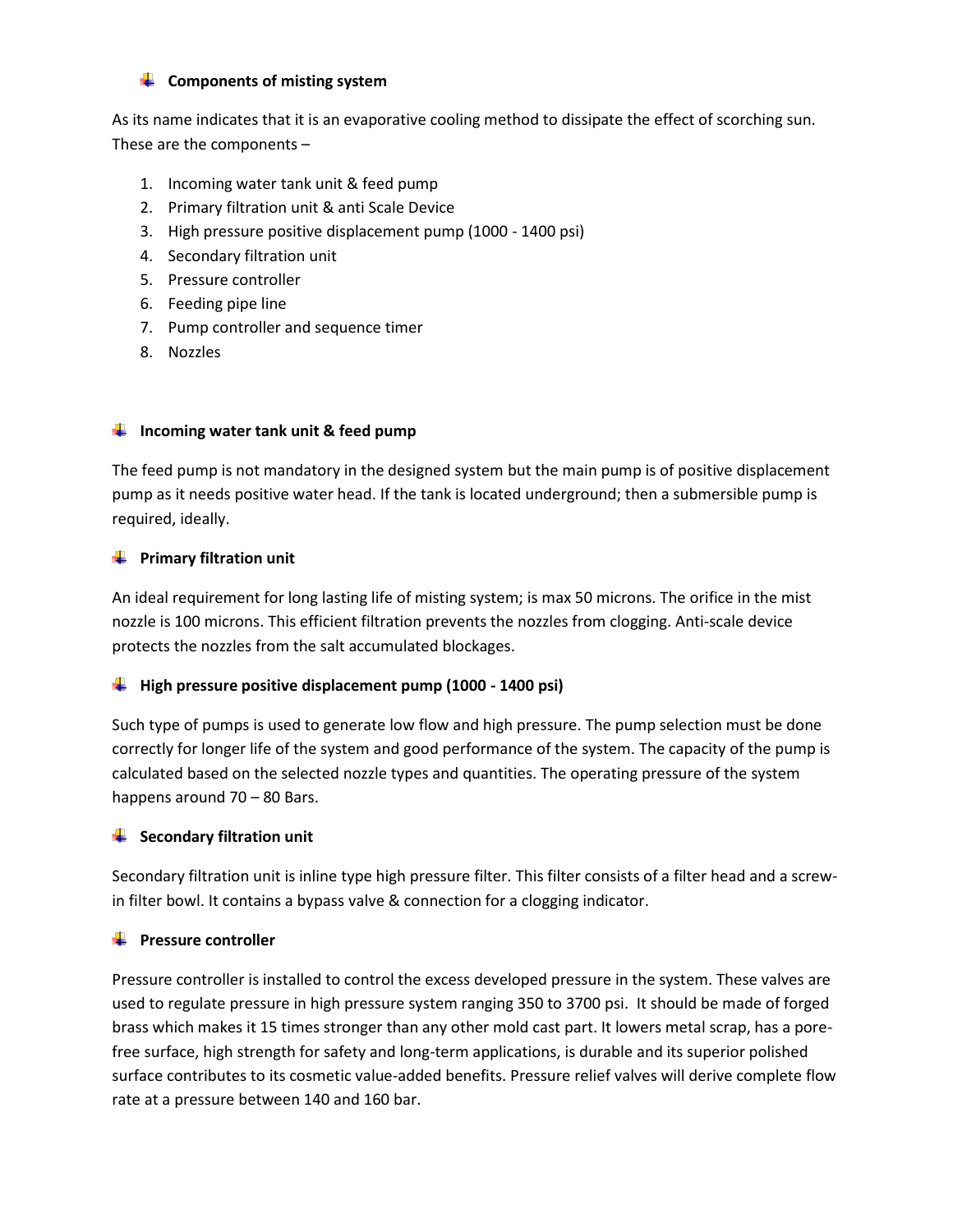### Components of misting system

As its name indicates that it is an evaporative cooling method to dissipate the effect of scorching sun. These are the components –

1. Incoming water tank unit & feed pump
2. Primary filtration unit & anti Scale Device
3. High pressure positive displacement pump (1000 - 1400 psi)
4. Secondary filtration unit
5. Pressure controller
6. Feeding pipe line
7. Pump controller and sequence timer
8. Nozzles

### Incoming water tank unit & feed pump

The feed pump is not mandatory in the designed system but the main pump is of positive displacement pump as it needs positive water head. If the tank is located underground; then a submersible pump is required, ideally.

### Primary filtration unit

An ideal requirement for long lasting life of misting system; is max 50 microns. The orifice in the mist nozzle is 100 microns. This efficient filtration prevents the nozzles from clogging. Anti-scale device protects the nozzles from the salt accumulated blockages.

### High pressure positive displacement pump (1000 - 1400 psi)

Such type of pumps is used to generate low flow and high pressure. The pump selection must be done correctly for longer life of the system and good performance of the system. The capacity of the pump is calculated based on the selected nozzle types and quantities. The operating pressure of the system happens around 70 – 80 Bars.

### Secondary filtration unit

Secondary filtration unit is inline type high pressure filter. This filter consists of a filter head and a screw-in filter bowl. It contains a bypass valve & connection for a clogging indicator.

### Pressure controller

Pressure controller is installed to control the excess developed pressure in the system. These valves are used to regulate pressure in high pressure system ranging 350 to 3700 psi. It should be made of forged brass which makes it 15 times stronger than any other mold cast part. It lowers metal scrap, has a pore-free surface, high strength for safety and long-term applications, is durable and its superior polished surface contributes to its cosmetic value-added benefits. Pressure relief valves will derive complete flow rate at a pressure between 140 and 160 bar.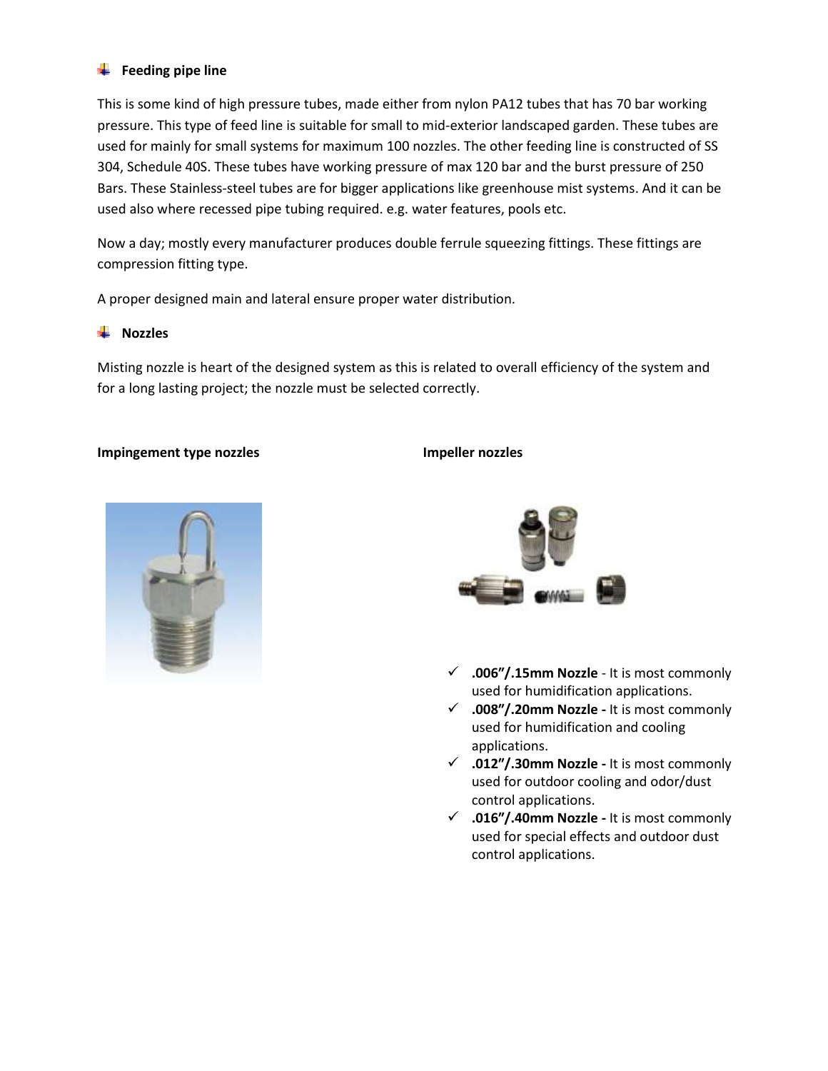## Feeding pipe line

This is some kind of high pressure tubes, made either from nylon PA12 tubes that has 70 bar working pressure. This type of feed line is suitable for small to mid-exterior landscaped garden. These tubes are used for mainly for small systems for maximum 100 nozzles. The other feeding line is constructed of SS 304, Schedule 40S. These tubes have working pressure of max 120 bar and the burst pressure of 250 Bars. These Stainless-steel tubes are for bigger applications like greenhouse mist systems. And it can be used also where recessed pipe tubing required. e.g. water features, pools etc.

Now a day; mostly every manufacturer produces double ferrule squeezing fittings. These fittings are compression fitting type.

A proper designed main and lateral ensure proper water distribution.

## Nozzles

Misting nozzle is heart of the designed system as this is related to overall efficiency of the system and for a long lasting project; the nozzle must be selected correctly.

**Impingement type nozzles**

**Impeller nozzles**

- ✓ **.006"/.15mm Nozzle** - It is most commonly used for humidification applications.
- ✓ **.008"/.20mm Nozzle -** It is most commonly used for humidification and cooling applications.
- ✓ **.012"/.30mm Nozzle -** It is most commonly used for outdoor cooling and odor/dust control applications.
- ✓ **.016"/.40mm Nozzle -** It is most commonly used for special effects and outdoor dust control applications.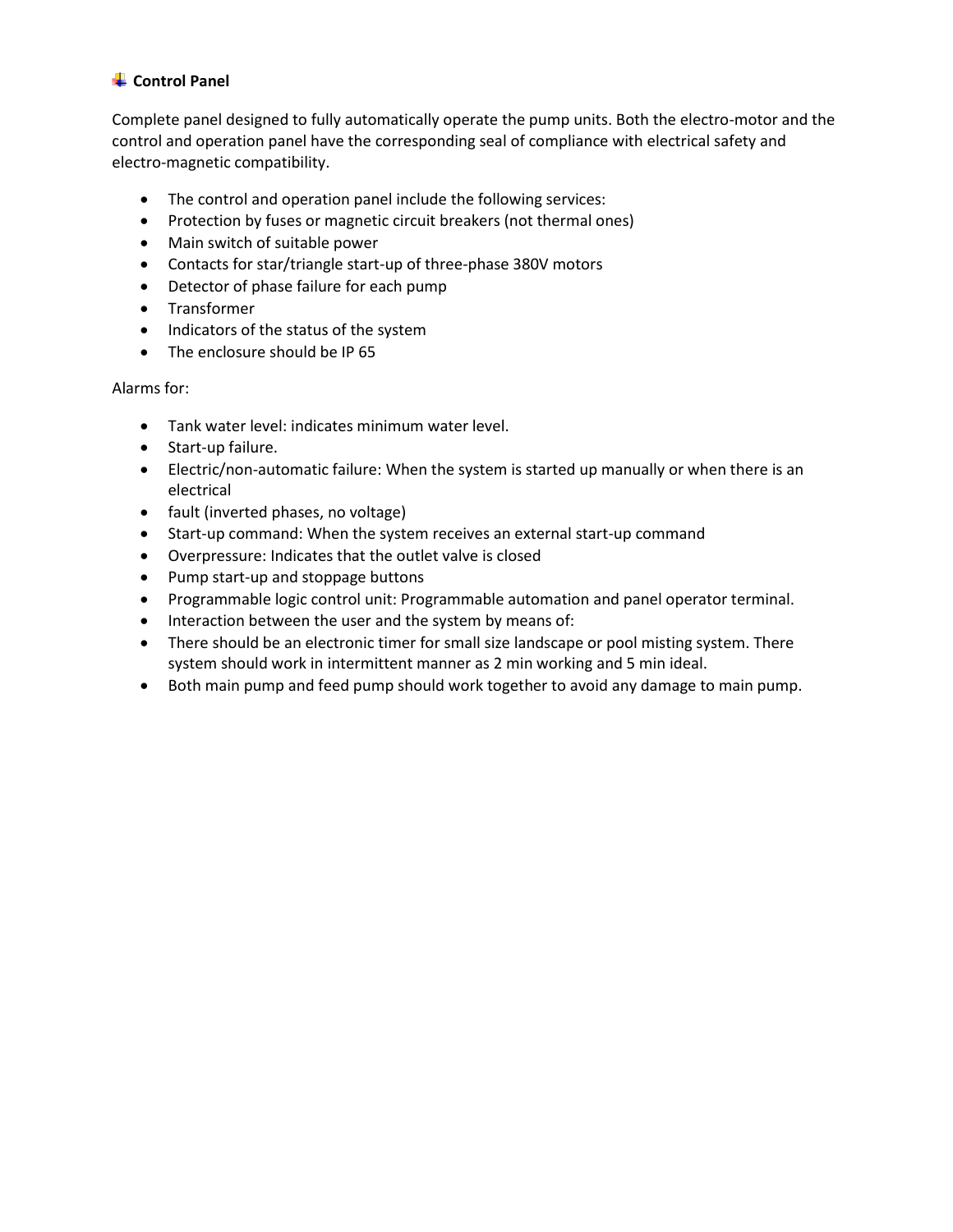## Control Panel

Complete panel designed to fully automatically operate the pump units. Both the electro-motor and the control and operation panel have the corresponding seal of compliance with electrical safety and electro-magnetic compatibility.

- The control and operation panel include the following services:
- Protection by fuses or magnetic circuit breakers (not thermal ones)
- Main switch of suitable power
- Contacts for star/triangle start-up of three-phase 380V motors
- Detector of phase failure for each pump
- Transformer
- Indicators of the status of the system
- The enclosure should be IP 65

Alarms for:

- Tank water level: indicates minimum water level.
- Start-up failure.
- Electric/non-automatic failure: When the system is started up manually or when there is an electrical
- fault (inverted phases, no voltage)
- Start-up command: When the system receives an external start-up command
- Overpressure: Indicates that the outlet valve is closed
- Pump start-up and stoppage buttons
- Programmable logic control unit: Programmable automation and panel operator terminal.
- Interaction between the user and the system by means of:
- There should be an electronic timer for small size landscape or pool misting system. There system should work in intermittent manner as 2 min working and 5 min ideal.
- Both main pump and feed pump should work together to avoid any damage to main pump.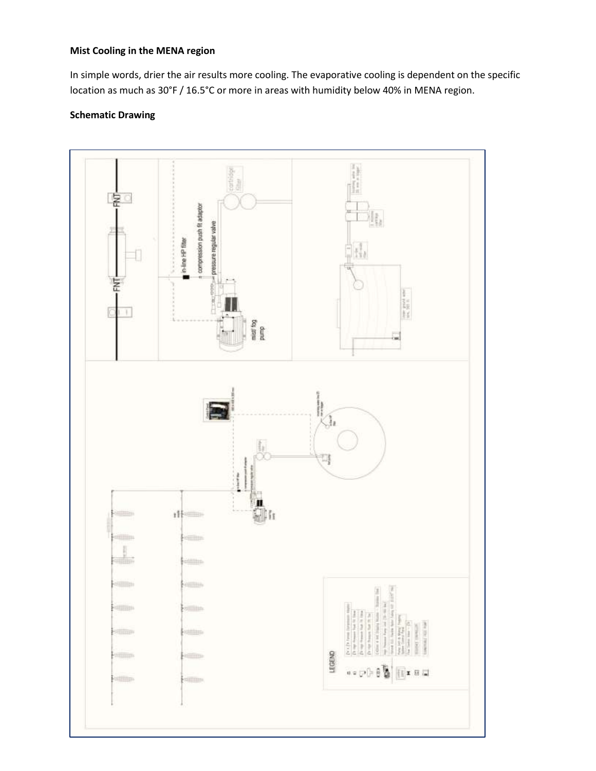**Mist Cooling in the MENA region**

In simple words, drier the air results more cooling. The evaporative cooling is dependent on the specific location as much as 30°F / 16.5°C or more in areas with humidity below 40% in MENA region.

**Schematic Drawing**

FNT

FNT

in-line HP filter

compression push fit adaptor

pressure regular valve

cartridge filter

mist/ fog pump

LEGEND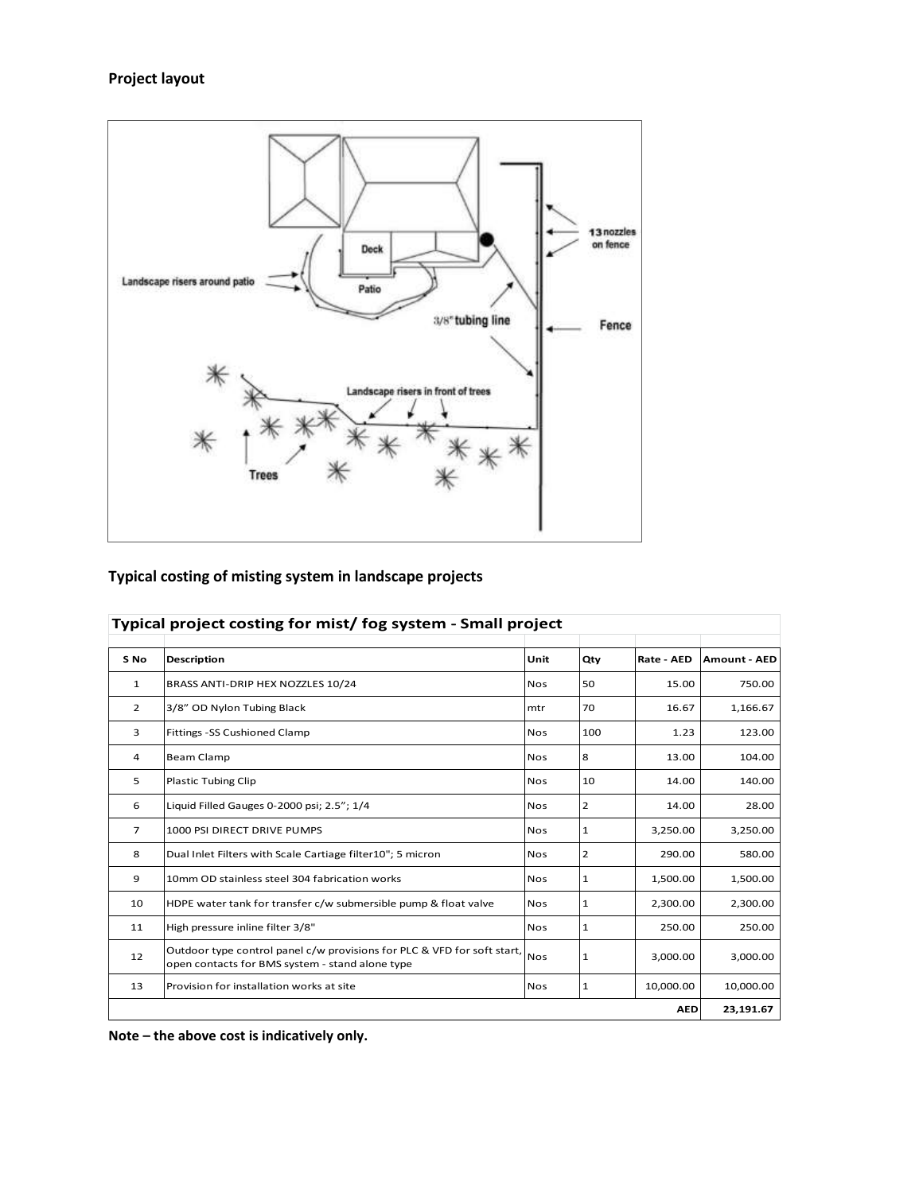## Project layout

Landscape risers around patio

Deck

Patio

13 nozzles on fence

3/8" tubing line

Fence

Landscape risers in front of trees

Trees

## Typical costing of misting system in landscape projects

| Typical project costing for mist/ fog system - Small project | | | | | |
|---|---|---|---|---|---|
| S No | Description | Unit | Qty | Rate - AED | Amount - AED |
| 1 | BRASS ANTI-DRIP HEX NOZZLES 10/24 | Nos | 50 | 15.00 | 750.00 |
| 2 | 3/8" OD Nylon Tubing Black | mtr | 70 | 16.67 | 1,166.67 |
| 3 | Fittings -SS Cushioned Clamp | Nos | 100 | 1.23 | 123.00 |
| 4 | Beam Clamp | Nos | 8 | 13.00 | 104.00 |
| 5 | Plastic Tubing Clip | Nos | 10 | 14.00 | 140.00 |
| 6 | Liquid Filled Gauges 0-2000 psi; 2.5"; 1/4 | Nos | 2 | 14.00 | 28.00 |
| 7 | 1000 PSI DIRECT DRIVE PUMPS | Nos | 1 | 3,250.00 | 3,250.00 |
| 8 | Dual Inlet Filters with Scale Cartiage filter10"; 5 micron | Nos | 2 | 290.00 | 580.00 |
| 9 | 10mm OD stainless steel 304 fabrication works | Nos | 1 | 1,500.00 | 1,500.00 |
| 10 | HDPE water tank for transfer c/w submersible pump & float valve | Nos | 1 | 2,300.00 | 2,300.00 |
| 11 | High pressure inline filter 3/8" | Nos | 1 | 250.00 | 250.00 |
| 12 | Outdoor type control panel c/w provisions for PLC & VFD for soft start, open contacts for BMS system - stand alone type | Nos | 1 | 3,000.00 | 3,000.00 |
| 13 | Provision for installation works at site | Nos | 1 | 10,000.00 | 10,000.00 |
| | | | | AED | 23,191.67 |

**Note – the above cost is indicatively only.**